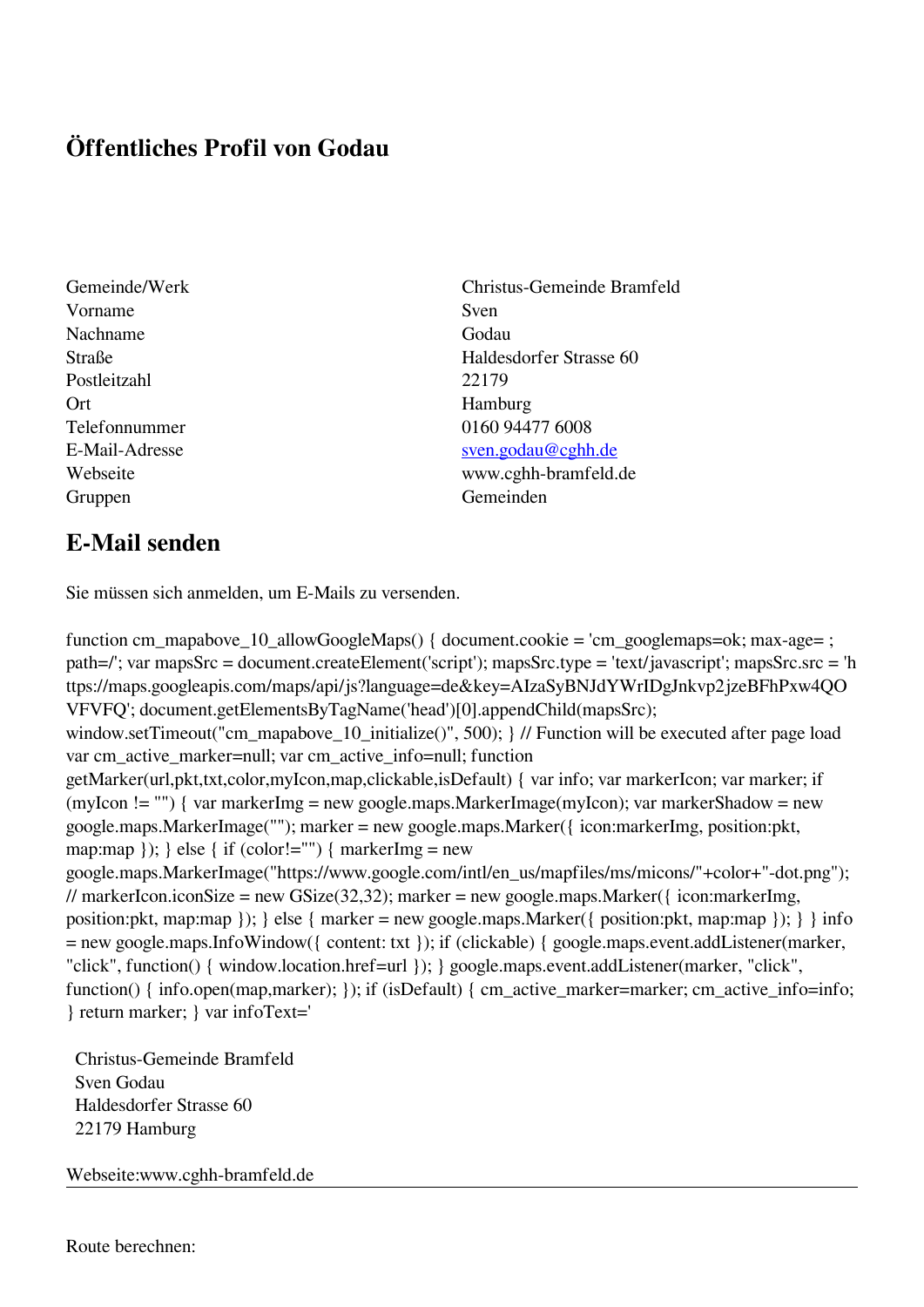# Öffentliches Profil von Godau

| | |
|---|---|
| Gemeinde/Werk | Christus-Gemeinde Bramfeld |
| Vorname | Sven |
| Nachname | Godau |
| Straße | Haldesdorfer Strasse 60 |
| Postleitzahl | 22179 |
| Ort | Hamburg |
| Telefonnummer | 0160 94477 6008 |
| E-Mail-Adresse | sven.godau@cghh.de |
| Webseite | www.cghh-bramfeld.de |
| Gruppen | Gemeinden |

## E-Mail senden

Sie müssen sich anmelden, um E-Mails zu versenden.

```
function cm_mapabove_10_allowGoogleMaps() { document.cookie = 'cm_googlemaps=ok; max-age= ; path=/'; var mapsSrc = document.createElement('script'); mapsSrc.type = 'text/javascript'; mapsSrc.src = 'https://maps.googleapis.com/maps/api/js?language=de&key=AIzaSyBNJdYWrIDgJnkvp2jzeBFhPxw4QOVFVFQ'; document.getElementsByTagName('head')[0].appendChild(mapsSrc); window.setTimeout("cm_mapabove_10_initialize()", 500); } // Function will be executed after page load var cm_active_marker=null; var cm_active_info=null; function getMarker(url,pkt,txt,color,myIcon,map,clickable,isDefault) { var info; var markerIcon; var marker; if (myIcon != "") { var markerImg = new google.maps.MarkerImage(myIcon); var markerShadow = new google.maps.MarkerImage(""); marker = new google.maps.Marker({ icon:markerImg, position:pkt, map:map }); } else { if (color!="") { markerImg = new google.maps.MarkerImage("https://www.google.com/intl/en_us/mapfiles/ms/micons/"+color+"-dot.png"); // markerIcon.iconSize = new GSize(32,32); marker = new google.maps.Marker({ icon:markerImg, position:pkt, map:map }); } else { marker = new google.maps.Marker({ position:pkt, map:map }); } } info = new google.maps.InfoWindow({ content: txt }); if (clickable) { google.maps.event.addListener(marker, "click", function() { window.location.href=url }); } google.maps.event.addListener(marker, "click", function() { info.open(map,marker); }); if (isDefault) { cm_active_marker=marker; cm_active_info=info; } return marker; } var infoText='
```

Christus-Gemeinde Bramfeld
Sven Godau
Haldesdorfer Strasse 60
22179 Hamburg

Webseite:www.cghh-bramfeld.de

---

Route berechnen: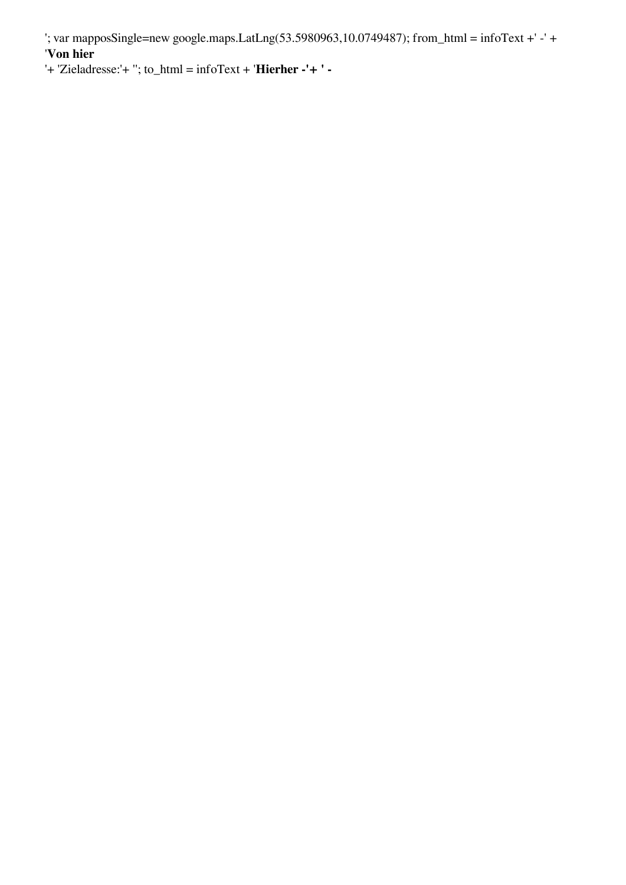'; var mapposSingle=new google.maps.LatLng(53.5980963,10.0749487); from_html = infoText +' -' +
'**Von hier**
'+ 'Zieladresse:'+ ''; to_html = infoText + '**Hierher -'+ ' -**